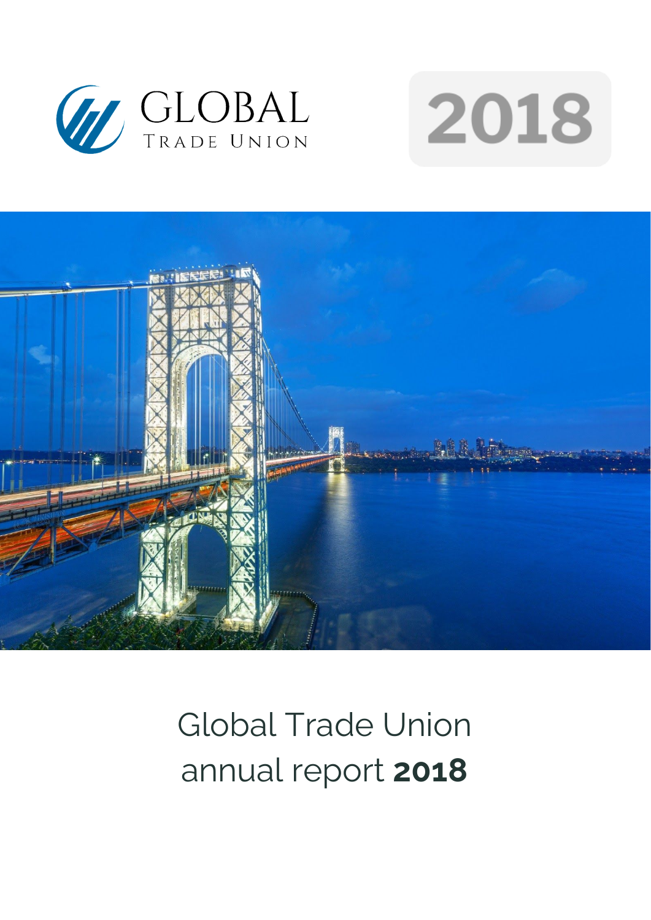GLOBAL
TRADE UNION

2018

# Global Trade Union annual report **2018**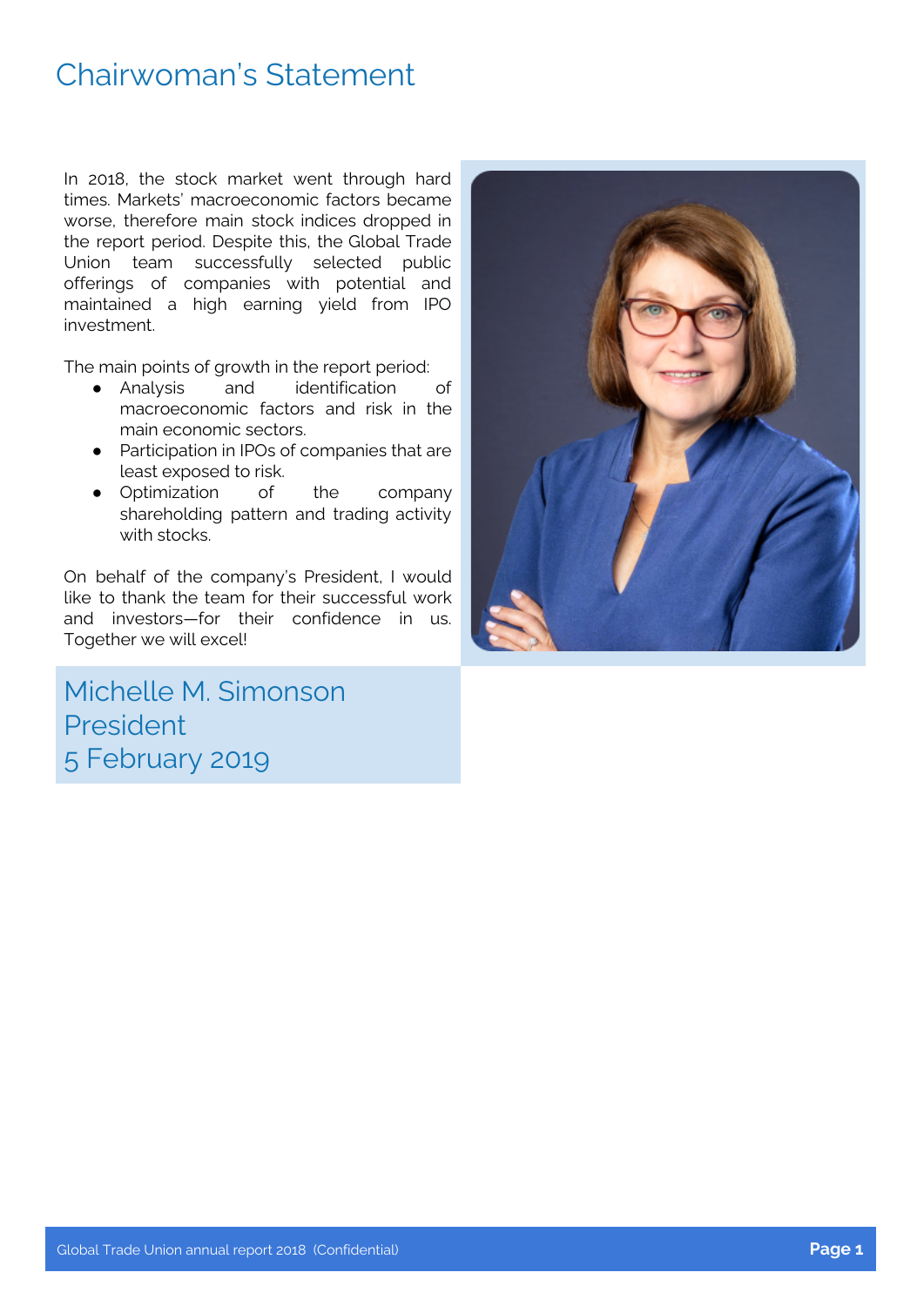# Chairwoman's Statement

In 2018, the stock market went through hard times. Markets' macroeconomic factors became worse, therefore main stock indices dropped in the report period. Despite this, the Global Trade Union team successfully selected public offerings of companies with potential and maintained a high earning yield from IPO investment.

The main points of growth in the report period:

- Analysis and identification of macroeconomic factors and risk in the main economic sectors.
- Participation in IPOs of companies that are least exposed to risk.
- Optimization of the company shareholding pattern and trading activity with stocks.

On behalf of the company's President, I would like to thank the team for their successful work and investors—for their confidence in us. Together we will excel!

Michelle M. Simonson
President
5 February 2019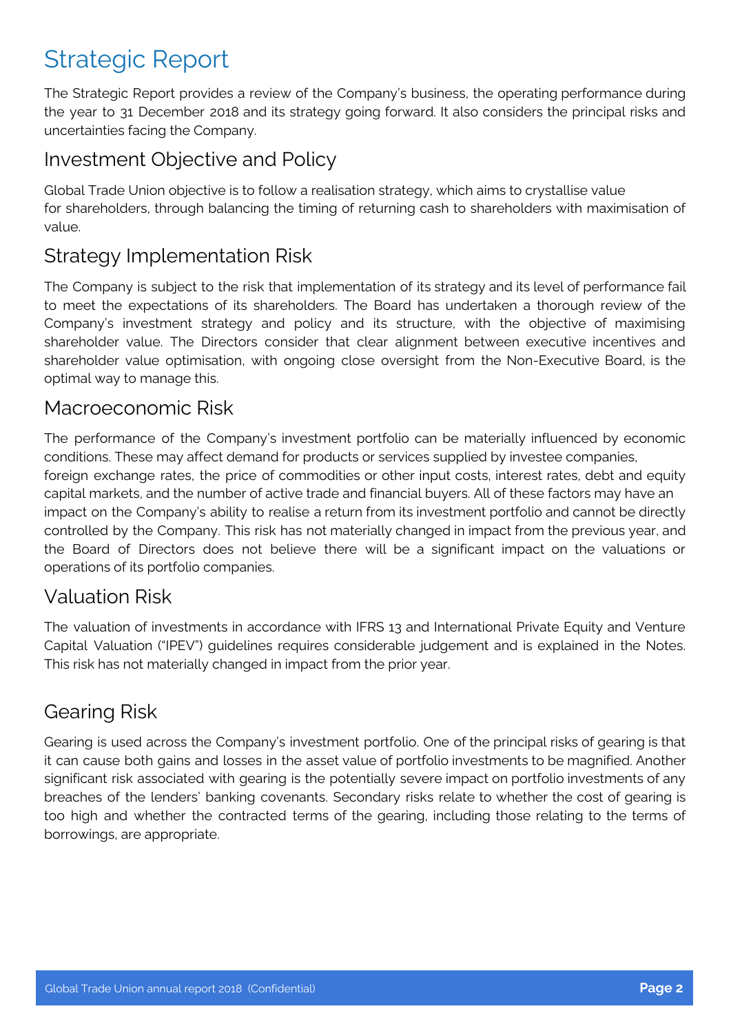# Strategic Report

The Strategic Report provides a review of the Company's business, the operating performance during the year to 31 December 2018 and its strategy going forward. It also considers the principal risks and uncertainties facing the Company.

## Investment Objective and Policy

Global Trade Union objective is to follow a realisation strategy, which aims to crystallise value for shareholders, through balancing the timing of returning cash to shareholders with maximisation of value.

## Strategy Implementation Risk

The Company is subject to the risk that implementation of its strategy and its level of performance fail to meet the expectations of its shareholders. The Board has undertaken a thorough review of the Company's investment strategy and policy and its structure, with the objective of maximising shareholder value. The Directors consider that clear alignment between executive incentives and shareholder value optimisation, with ongoing close oversight from the Non-Executive Board, is the optimal way to manage this.

## Macroeconomic Risk

The performance of the Company's investment portfolio can be materially influenced by economic conditions. These may affect demand for products or services supplied by investee companies, foreign exchange rates, the price of commodities or other input costs, interest rates, debt and equity capital markets, and the number of active trade and financial buyers. All of these factors may have an impact on the Company's ability to realise a return from its investment portfolio and cannot be directly controlled by the Company. This risk has not materially changed in impact from the previous year, and the Board of Directors does not believe there will be a significant impact on the valuations or operations of its portfolio companies.

## Valuation Risk

The valuation of investments in accordance with IFRS 13 and International Private Equity and Venture Capital Valuation ("IPEV") guidelines requires considerable judgement and is explained in the Notes. This risk has not materially changed in impact from the prior year.

## Gearing Risk

Gearing is used across the Company's investment portfolio. One of the principal risks of gearing is that it can cause both gains and losses in the asset value of portfolio investments to be magnified. Another significant risk associated with gearing is the potentially severe impact on portfolio investments of any breaches of the lenders' banking covenants. Secondary risks relate to whether the cost of gearing is too high and whether the contracted terms of the gearing, including those relating to the terms of borrowings, are appropriate.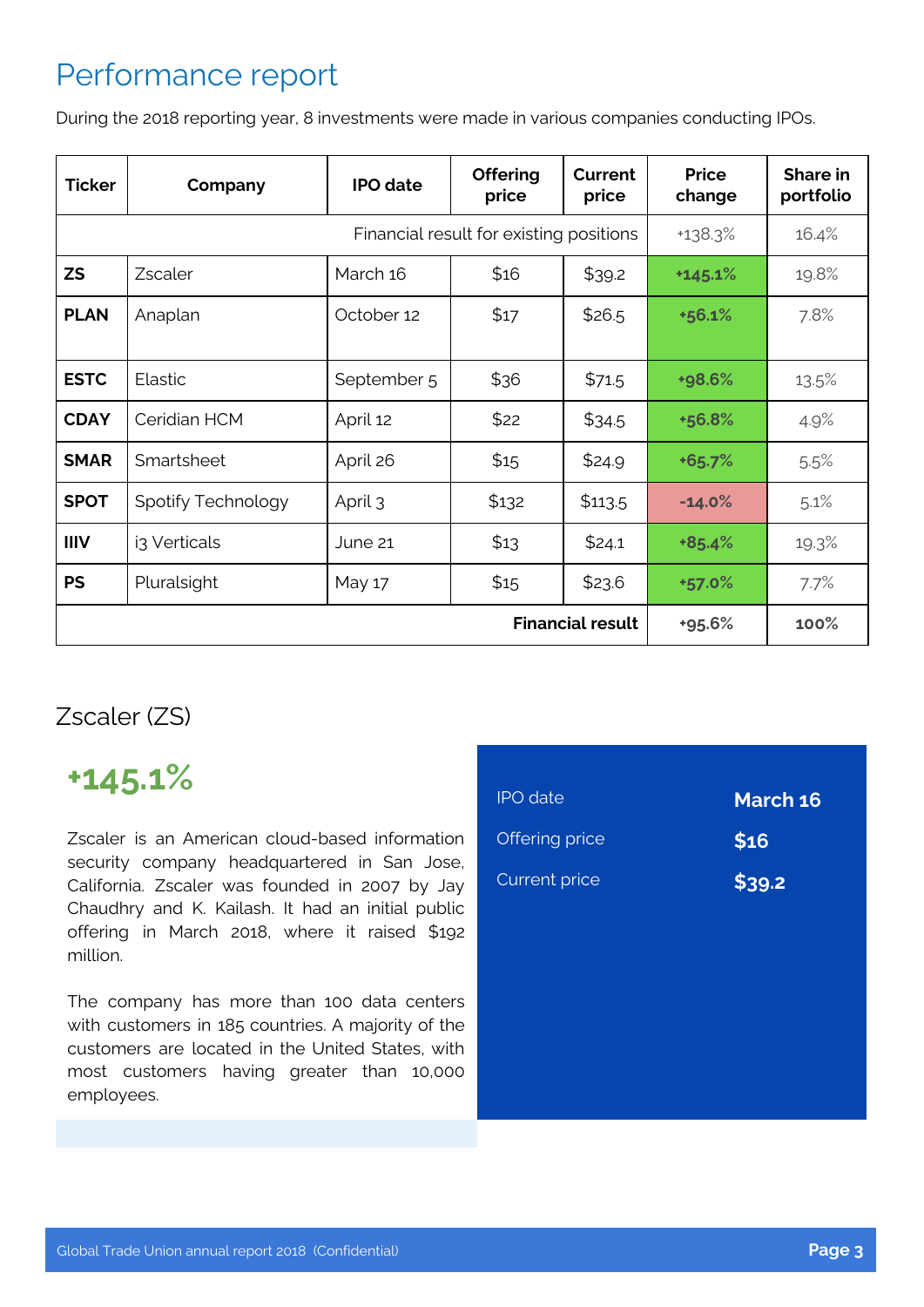# Performance report

During the 2018 reporting year, 8 investments were made in various companies conducting IPOs.

| Ticker | Company | IPO date | Offering price | Current price | Price change | Share in portfolio |
|---|---|---|---|---|---|---|
| Financial result for existing positions | | | | | +138.3% | 16.4% |
| **ZS** | Zscaler | March 16 | $16 | $39.2 | **+145.1%** | 19.8% |
| **PLAN** | Anaplan | October 12 | $17 | $26.5 | **+56.1%** | 7.8% |
| **ESTC** | Elastic | September 5 | $36 | $71.5 | **+98.6%** | 13.5% |
| **CDAY** | Ceridian HCM | April 12 | $22 | $34.5 | **+56.8%** | 4.9% |
| **SMAR** | Smartsheet | April 26 | $15 | $24.9 | **+65.7%** | 5.5% |
| **SPOT** | Spotify Technology | April 3 | $132 | $113.5 | **-14.0%** | 5.1% |
| **IIIV** | i3 Verticals | June 21 | $13 | $24.1 | **+85.4%** | 19.3% |
| **PS** | Pluralsight | May 17 | $15 | $23.6 | **+57.0%** | 7.7% |
| **Financial result** | | | | | **+95.6%** | **100%** |

## Zscaler (ZS)

### +145.1%

Zscaler is an American cloud-based information security company headquartered in San Jose, California. Zscaler was founded in 2007 by Jay Chaudhry and K. Kailash. It had an initial public offering in March 2018, where it raised $192 million.

The company has more than 100 data centers with customers in 185 countries. A majority of the customers are located in the United States, with most customers having greater than 10,000 employees.

| | |
|---|---|
| IPO date | **March 16** |
| Offering price | **$16** |
| Current price | **$39.2** |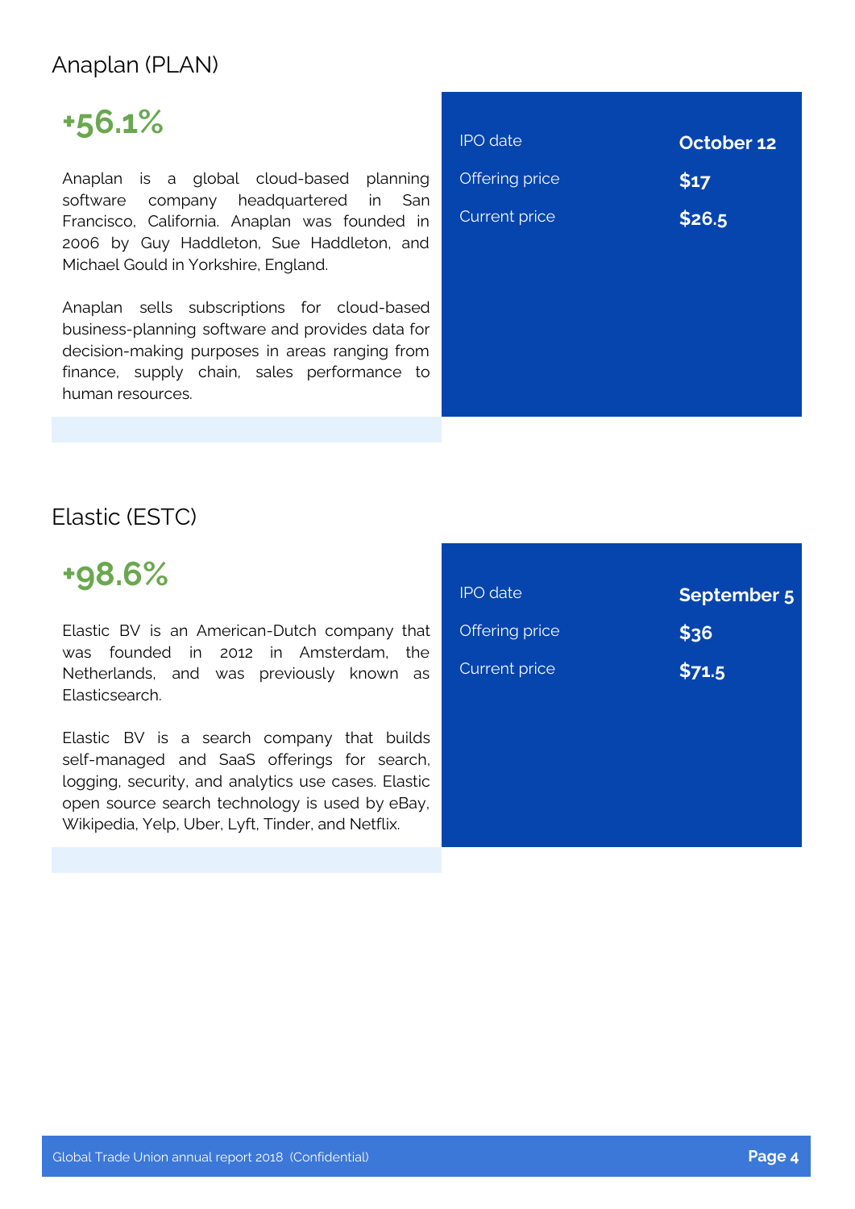## Anaplan (PLAN)

**+56.1%**

Anaplan is a global cloud-based planning software company headquartered in San Francisco, California. Anaplan was founded in 2006 by Guy Haddleton, Sue Haddleton, and Michael Gould in Yorkshire, England.

Anaplan sells subscriptions for cloud-based business-planning software and provides data for decision-making purposes in areas ranging from finance, supply chain, sales performance to human resources.

| | |
|---|---|
| IPO date | **October 12** |
| Offering price | **$17** |
| Current price | **$26.5** |

## Elastic (ESTC)

**+98.6%**

Elastic BV is an American-Dutch company that was founded in 2012 in Amsterdam, the Netherlands, and was previously known as Elasticsearch.

Elastic BV is a search company that builds self-managed and SaaS offerings for search, logging, security, and analytics use cases. Elastic open source search technology is used by eBay, Wikipedia, Yelp, Uber, Lyft, Tinder, and Netflix.

| | |
|---|---|
| IPO date | **September 5** |
| Offering price | **$36** |
| Current price | **$71.5** |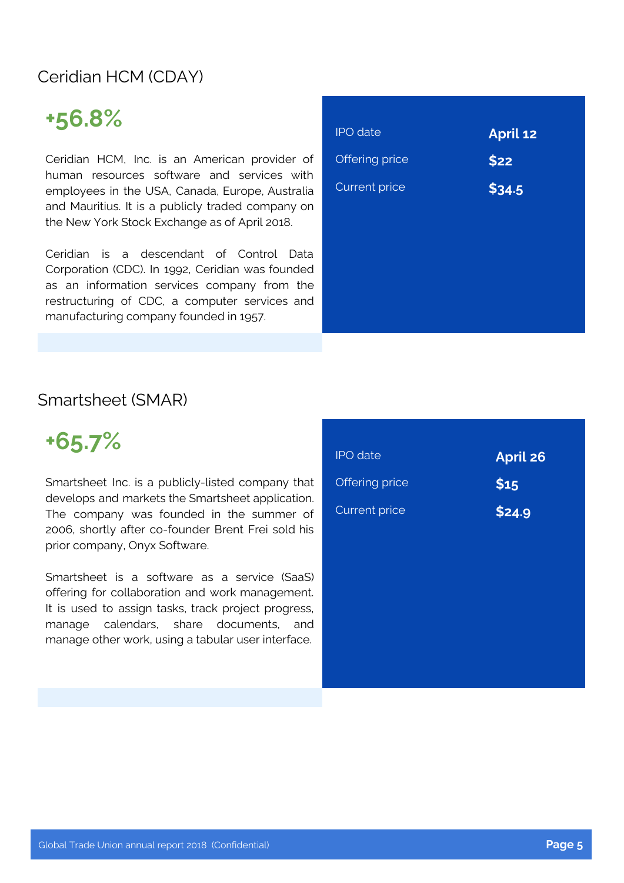## Ceridian HCM (CDAY)

**+56.8%**

Ceridian HCM, Inc. is an American provider of human resources software and services with employees in the USA, Canada, Europe, Australia and Mauritius. It is a publicly traded company on the New York Stock Exchange as of April 2018.

Ceridian is a descendant of Control Data Corporation (CDC). In 1992, Ceridian was founded as an information services company from the restructuring of CDC, a computer services and manufacturing company founded in 1957.

| | |
|---|---|
| IPO date | **April 12** |
| Offering price | **$22** |
| Current price | **$34.5** |

## Smartsheet (SMAR)

**+65.7%**

Smartsheet Inc. is a publicly-listed company that develops and markets the Smartsheet application. The company was founded in the summer of 2006, shortly after co-founder Brent Frei sold his prior company, Onyx Software.

Smartsheet is a software as a service (SaaS) offering for collaboration and work management. It is used to assign tasks, track project progress, manage calendars, share documents, and manage other work, using a tabular user interface.

| | |
|---|---|
| IPO date | **April 26** |
| Offering price | **$15** |
| Current price | **$24.9** |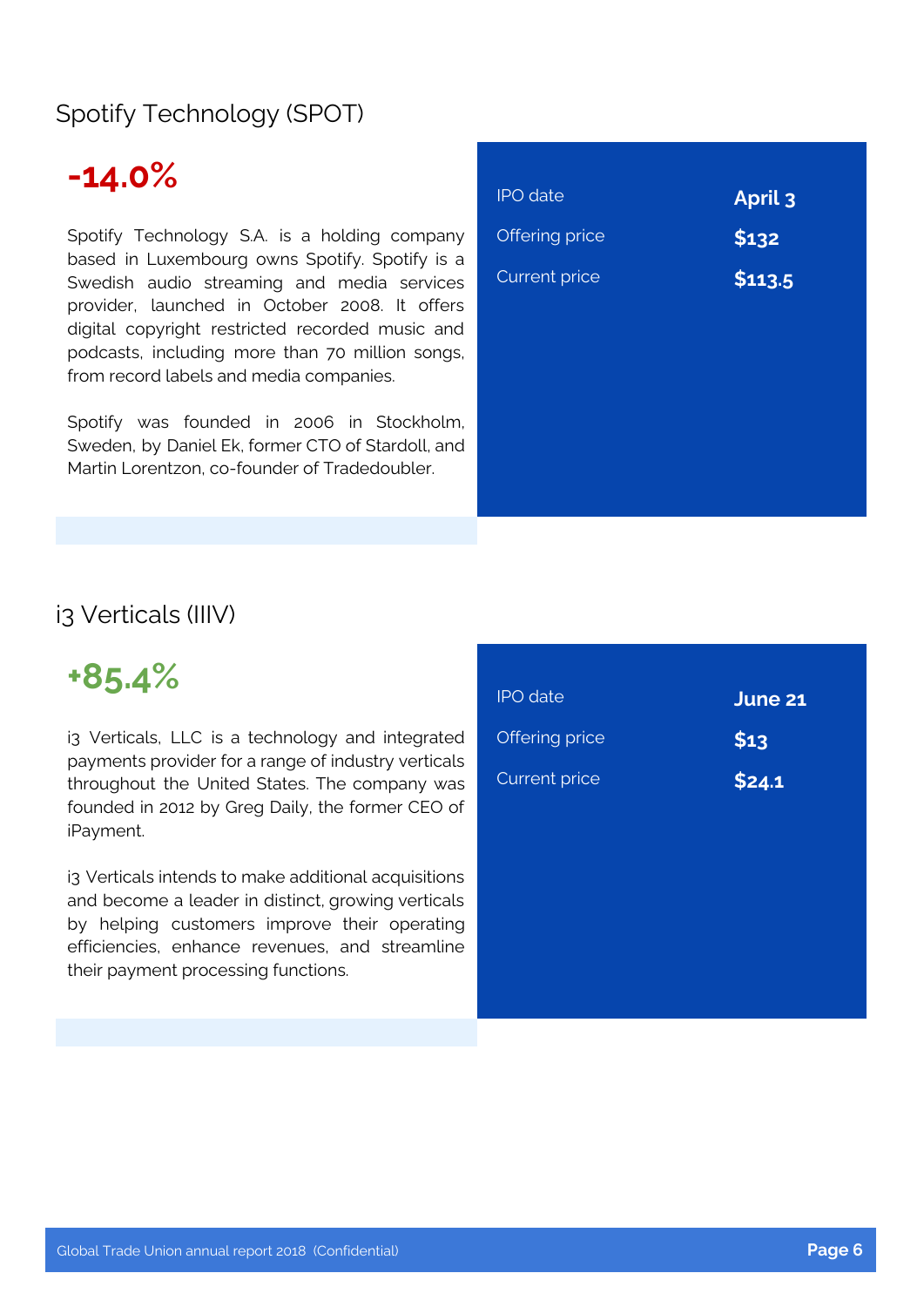## Spotify Technology (SPOT)

**-14.0%**

Spotify Technology S.A. is a holding company based in Luxembourg owns Spotify. Spotify is a Swedish audio streaming and media services provider, launched in October 2008. It offers digital copyright restricted recorded music and podcasts, including more than 70 million songs, from record labels and media companies.

Spotify was founded in 2006 in Stockholm, Sweden, by Daniel Ek, former CTO of Stardoll, and Martin Lorentzon, co-founder of Tradedoubler.

| | |
|---|---|
| IPO date | **April 3** |
| Offering price | **$132** |
| Current price | **$113.5** |

## i3 Verticals (IIIV)

**+85.4%**

i3 Verticals, LLC is a technology and integrated payments provider for a range of industry verticals throughout the United States. The company was founded in 2012 by Greg Daily, the former CEO of iPayment.

i3 Verticals intends to make additional acquisitions and become a leader in distinct, growing verticals by helping customers improve their operating efficiencies, enhance revenues, and streamline their payment processing functions.

| | |
|---|---|
| IPO date | **June 21** |
| Offering price | **$13** |
| Current price | **$24.1** |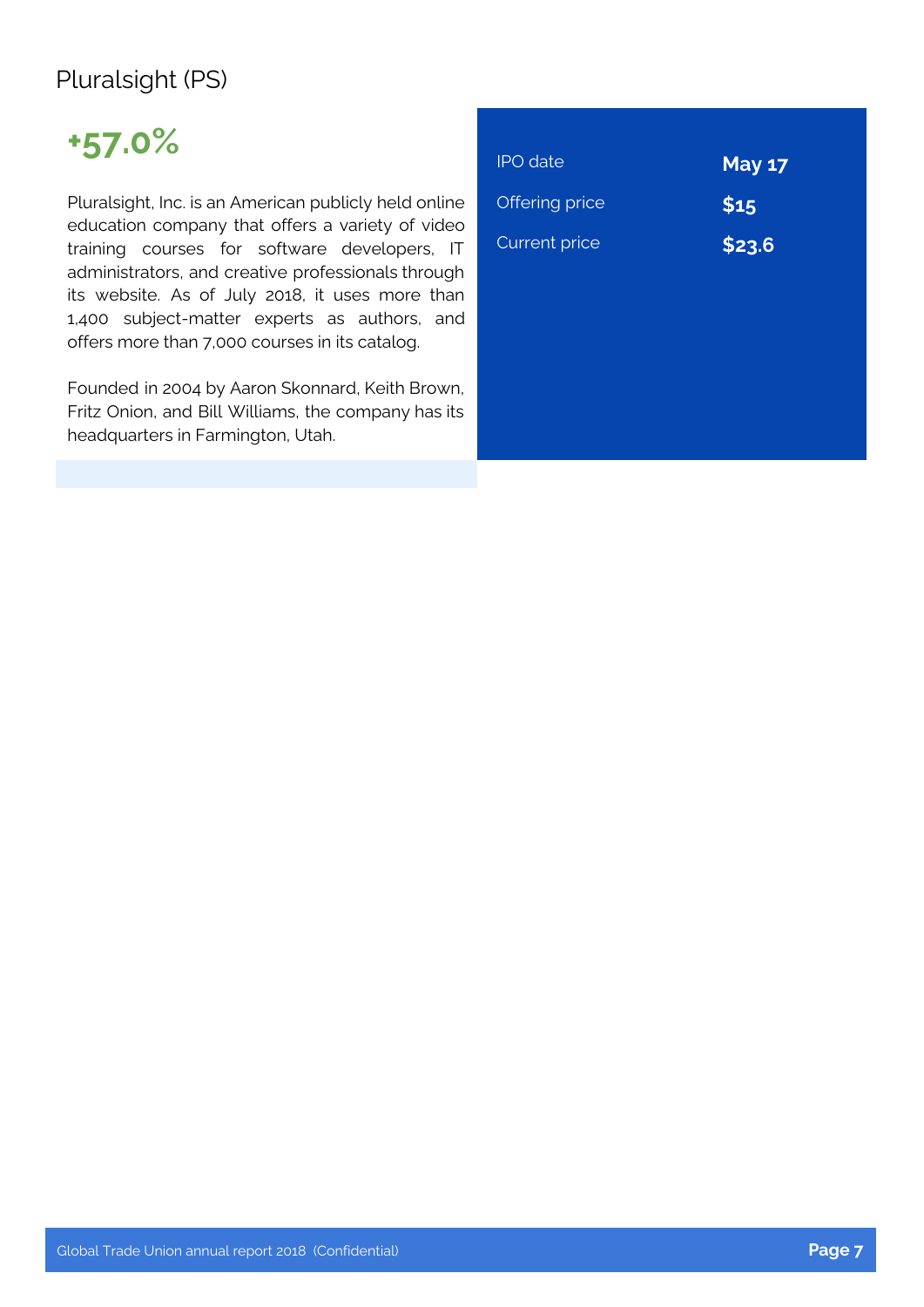## Pluralsight (PS)

**+57.0%**

Pluralsight, Inc. is an American publicly held online education company that offers a variety of video training courses for software developers, IT administrators, and creative professionals through its website. As of July 2018, it uses more than 1,400 subject-matter experts as authors, and offers more than 7,000 courses in its catalog.

Founded in 2004 by Aaron Skonnard, Keith Brown, Fritz Onion, and Bill Williams, the company has its headquarters in Farmington, Utah.

| | |
|---|---|
| IPO date | **May 17** |
| Offering price | **$15** |
| Current price | **$23.6** |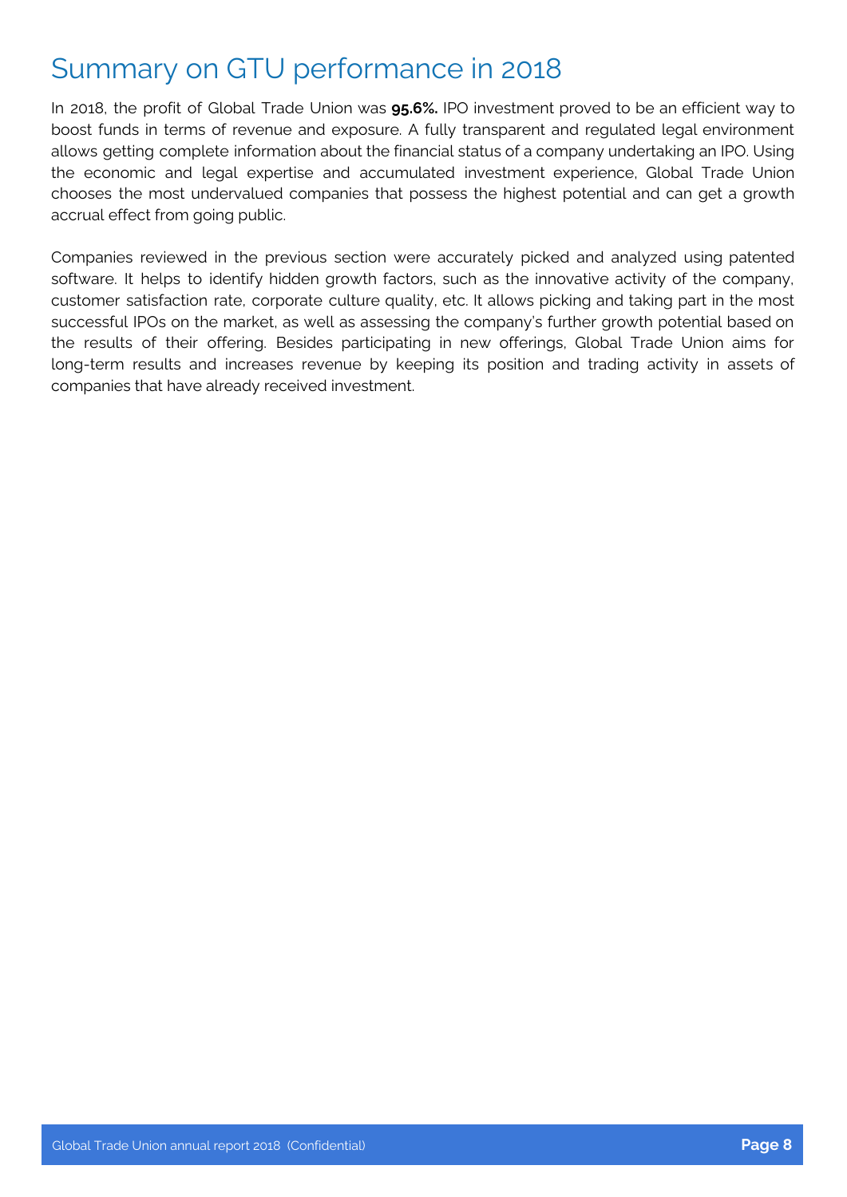# Summary on GTU performance in 2018

In 2018, the profit of Global Trade Union was **95.6%.** IPO investment proved to be an efficient way to boost funds in terms of revenue and exposure. A fully transparent and regulated legal environment allows getting complete information about the financial status of a company undertaking an IPO. Using the economic and legal expertise and accumulated investment experience, Global Trade Union chooses the most undervalued companies that possess the highest potential and can get a growth accrual effect from going public.

Companies reviewed in the previous section were accurately picked and analyzed using patented software. It helps to identify hidden growth factors, such as the innovative activity of the company, customer satisfaction rate, corporate culture quality, etc. It allows picking and taking part in the most successful IPOs on the market, as well as assessing the company's further growth potential based on the results of their offering. Besides participating in new offerings, Global Trade Union aims for long-term results and increases revenue by keeping its position and trading activity in assets of companies that have already received investment.